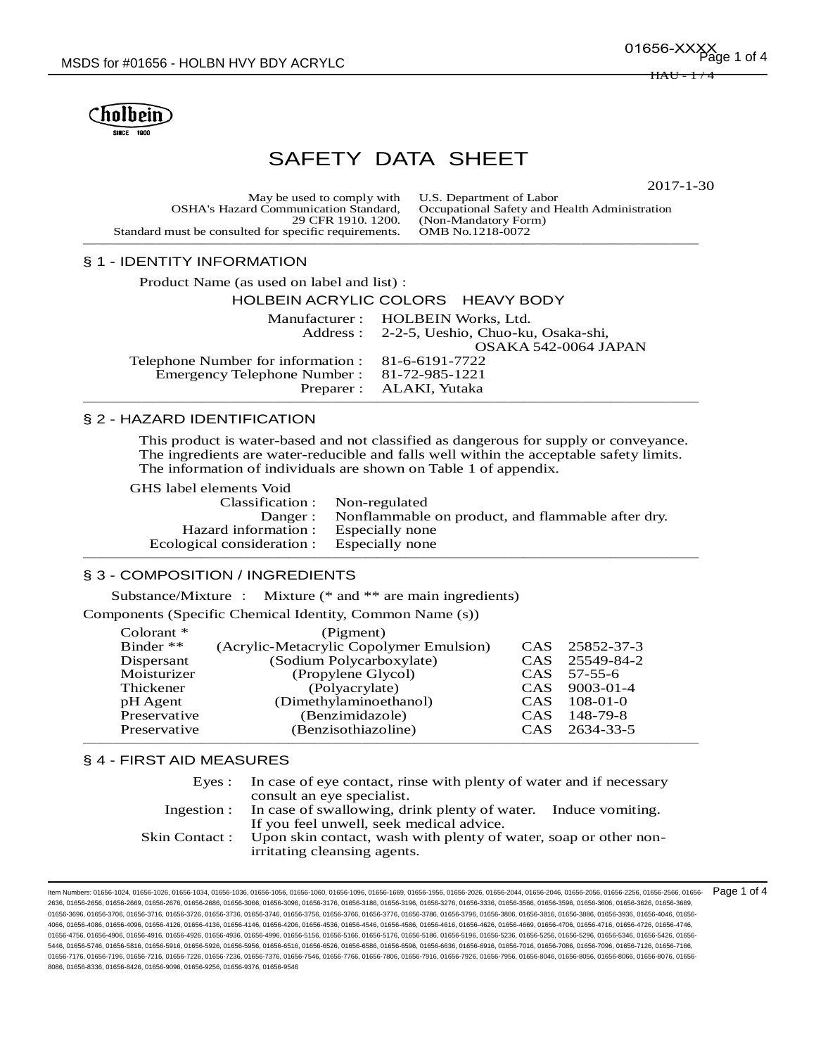holbein
SINCE 1900

# SAFETY DATA SHEET

2017-1-30

| May be used to comply with OSHA's Hazard Communication Standard, 29 CFR 1910. 1200. Standard must be consulted for specific requirements. | U.S. Department of Labor Occupational Safety and Health Administration (Non-Mandatory Form) OMB No.1218-0072 |
|---|---|

## § 1 - IDENTITY INFORMATION

Product Name (as used on label and list) :

HOLBEIN ACRYLIC COLORS HEAVY BODY

Manufacturer : HOLBEIN Works, Ltd.
Address : 2-2-5, Ueshio, Chuo-ku, Osaka-shi, OSAKA 542-0064 JAPAN
Telephone Number for information : 81-6-6191-7722
Emergency Telephone Number : 81-72-985-1221
Preparer : ALAKI, Yutaka

## § 2 - HAZARD IDENTIFICATION

This product is water-based and not classified as dangerous for supply or conveyance. The ingredients are water-reducible and falls well within the acceptable safety limits. The information of individuals are shown on Table 1 of appendix.

GHS label elements Void

Classification : Non-regulated
Danger : Nonflammable on product, and flammable after dry.
Hazard information : Especially none
Ecological consideration : Especially none

## § 3 - COMPOSITION / INGREDIENTS

Substance/Mixture : Mixture (* and ** are main ingredients)

Components (Specific Chemical Identity, Common Name (s))

| Component | Identity | | CAS No. |
|---|---|---|---|
| Colorant * | (Pigment) | | |
| Binder ** | (Acrylic-Metacrylic Copolymer Emulsion) | CAS | 25852-37-3 |
| Dispersant | (Sodium Polycarboxylate) | CAS | 25549-84-2 |
| Moisturizer | (Propylene Glycol) | CAS | 57-55-6 |
| Thickener | (Polyacrylate) | CAS | 9003-01-4 |
| pH Agent | (Dimethylaminoethanol) | CAS | 108-01-0 |
| Preservative | (Benzimidazole) | CAS | 148-79-8 |
| Preservative | (Benzisothiazoline) | CAS | 2634-33-5 |

## § 4 - FIRST AID MEASURES

Eyes : In case of eye contact, rinse with plenty of water and if necessary consult an eye specialist.
Ingestion : In case of swallowing, drink plenty of water. Induce vomiting. If you feel unwell, seek medical advice.
Skin Contact : Upon skin contact, wash with plenty of water, soap or other non-irritating cleansing agents.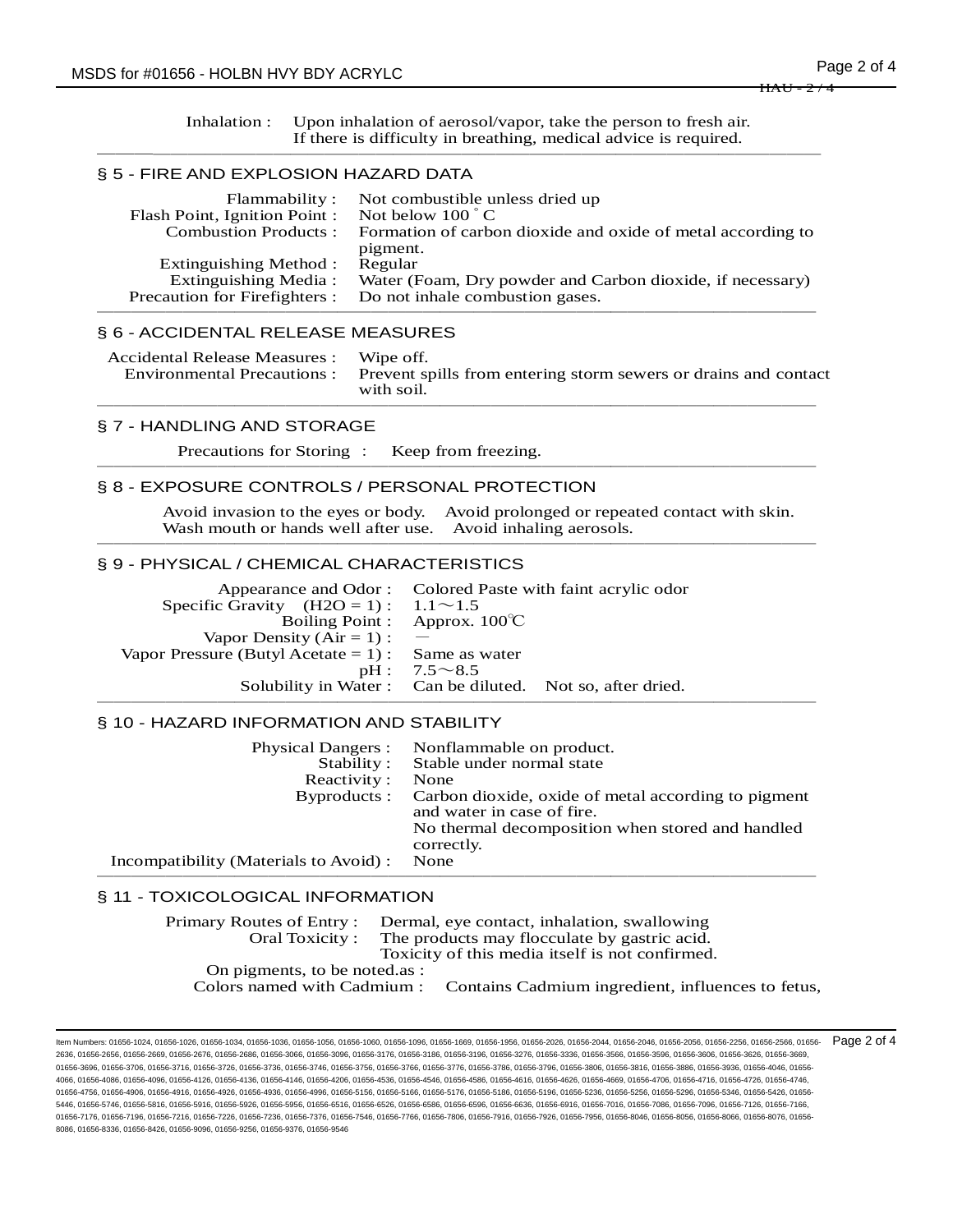Inhalation : Upon inhalation of aerosol/vapor, take the person to fresh air. If there is difficulty in breathing, medical advice is required.

## § 5 - FIRE AND EXPLOSION HAZARD DATA

| | |
|---|---|
| Flammability : | Not combustible unless dried up |
| Flash Point, Ignition Point : | Not below 100 ˚C |
| Combustion Products : | Formation of carbon dioxide and oxide of metal according to pigment. |
| Extinguishing Method : | Regular |
| Extinguishing Media : | Water (Foam, Dry powder and Carbon dioxide, if necessary) |
| Precaution for Firefighters : | Do not inhale combustion gases. |

## § 6 - ACCIDENTAL RELEASE MEASURES

| | |
|---|---|
| Accidental Release Measures : | Wipe off. |
| Environmental Precautions : | Prevent spills from entering storm sewers or drains and contact with soil. |

## § 7 - HANDLING AND STORAGE

Precautions for Storing : Keep from freezing.

## § 8 - EXPOSURE CONTROLS / PERSONAL PROTECTION

Avoid invasion to the eyes or body. Avoid prolonged or repeated contact with skin. Wash mouth or hands well after use. Avoid inhaling aerosols.

## § 9 - PHYSICAL / CHEMICAL CHARACTERISTICS

| | |
|---|---|
| Appearance and Odor : | Colored Paste with faint acrylic odor |
| Specific Gravity ($H_2O$ = 1) : | 1.1～1.5 |
| Boiling Point : | Approx. 100℃ |
| Vapor Density (Air = 1) : | — |
| Vapor Pressure (Butyl Acetate = 1) : | Same as water |
| pH : | 7.5～8.5 |
| Solubility in Water : | Can be diluted. Not so, after dried. |

## § 10 - HAZARD INFORMATION AND STABILITY

| | |
|---|---|
| Physical Dangers : | Nonflammable on product. |
| Stability : | Stable under normal state |
| Reactivity : | None |
| Byproducts : | Carbon dioxide, oxide of metal according to pigment and water in case of fire. No thermal decomposition when stored and handled correctly. |
| Incompatibility (Materials to Avoid) : | None |

## § 11 - TOXICOLOGICAL INFORMATION

| | |
|---|---|
| Primary Routes of Entry : | Dermal, eye contact, inhalation, swallowing |
| Oral Toxicity : | The products may flocculate by gastric acid. Toxicity of this media itself is not confirmed. |

On pigments, to be noted.as :

Colors named with Cadmium : Contains Cadmium ingredient, influences to fetus,

Item Numbers: 01656-1024, 01656-1026, 01656-1034, 01656-1036, 01656-1056, 01656-1060, 01656-1096, 01656-1669, 01656-1956, 01656-2026, 01656-2044, 01656-2046, 01656-2056, 01656-2256, 01656-2566, 01656-2636, 01656-2656, 01656-2669, 01656-2676, 01656-2686, 01656-3066, 01656-3096, 01656-3176, 01656-3186, 01656-3196, 01656-3276, 01656-3336, 01656-3566, 01656-3596, 01656-3606, 01656-3626, 01656-3669, 01656-3696, 01656-3706, 01656-3716, 01656-3726, 01656-3736, 01656-3746, 01656-3756, 01656-3766, 01656-3776, 01656-3786, 01656-3796, 01656-3806, 01656-3816, 01656-3886, 01656-3936, 01656-4046, 01656-4066, 01656-4086, 01656-4096, 01656-4126, 01656-4136, 01656-4146, 01656-4206, 01656-4536, 01656-4546, 01656-4586, 01656-4616, 01656-4626, 01656-4669, 01656-4706, 01656-4716, 01656-4726, 01656-4746, 01656-4756, 01656-4906, 01656-4916, 01656-4926, 01656-4936, 01656-4996, 01656-5156, 01656-5166, 01656-5176, 01656-5186, 01656-5196, 01656-5236, 01656-5256, 01656-5296, 01656-5346, 01656-5426, 01656-5446, 01656-5746, 01656-5816, 01656-5916, 01656-5926, 01656-5956, 01656-6516, 01656-6526, 01656-6586, 01656-6596, 01656-6636, 01656-6916, 01656-7016, 01656-7086, 01656-7096, 01656-7126, 01656-7166, 01656-7176, 01656-7196, 01656-7216, 01656-7226, 01656-7236, 01656-7376, 01656-7546, 01656-7766, 01656-7806, 01656-7916, 01656-7926, 01656-7956, 01656-8046, 01656-8056, 01656-8066, 01656-8076, 01656-8086, 01656-8336, 01656-8426, 01656-9096, 01656-9256, 01656-9376, 01656-9546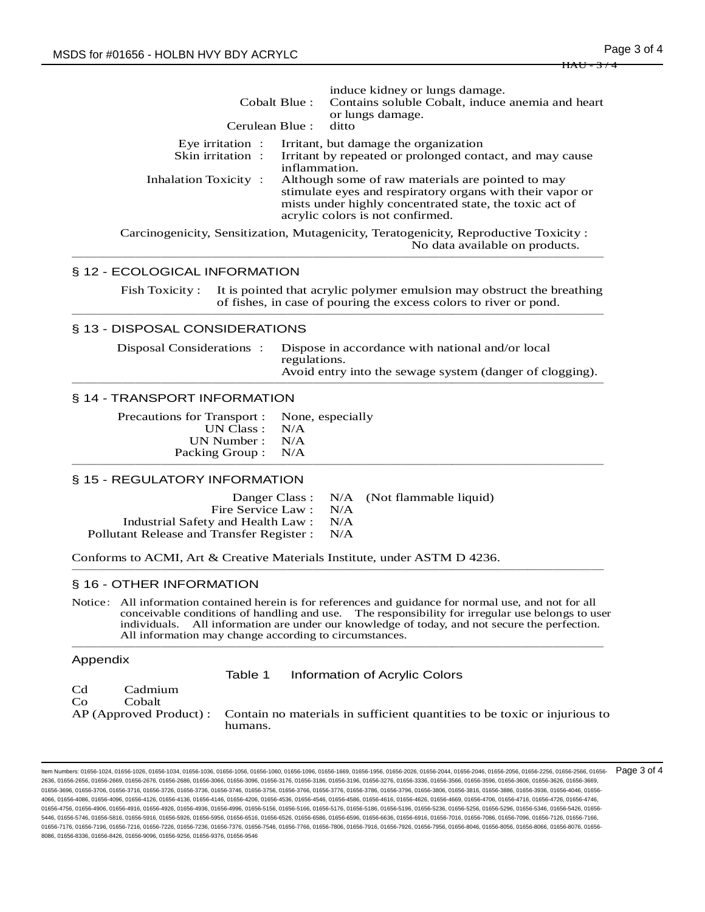induce kidney or lungs damage.

Cobalt Blue : Contains soluble Cobalt, induce anemia and heart or lungs damage.

Cerulean Blue : ditto

Eye irritation : Irritant, but damage the organization

Skin irritation : Irritant by repeated or prolonged contact, and may cause inflammation.

Inhalation Toxicity : Although some of raw materials are pointed to may stimulate eyes and respiratory organs with their vapor or mists under highly concentrated state, the toxic act of acrylic colors is not confirmed.

Carcinogenicity, Sensitization, Mutagenicity, Teratogenicity, Reproductive Toxicity : No data available on products.

## § 12 - ECOLOGICAL INFORMATION

Fish Toxicity : It is pointed that acrylic polymer emulsion may obstruct the breathing of fishes, in case of pouring the excess colors to river or pond.

## § 13 - DISPOSAL CONSIDERATIONS

Disposal Considerations : Dispose in accordance with national and/or local regulations.
Avoid entry into the sewage system (danger of clogging).

## § 14 - TRANSPORT INFORMATION

Precautions for Transport : None, especially
UN Class : N/A
UN Number : N/A
Packing Group : N/A

## § 15 - REGULATORY INFORMATION

Danger Class : N/A (Not flammable liquid)
Fire Service Law : N/A
Industrial Safety and Health Law : N/A
Pollutant Release and Transfer Register : N/A

Conforms to ACMI, Art & Creative Materials Institute, under ASTM D 4236.

## § 16 - OTHER INFORMATION

Notice: All information contained herein is for references and guidance for normal use, and not for all conceivable conditions of handling and use. The responsibility for irregular use belongs to user individuals. All information are under our knowledge of today, and not secure the perfection. All information may change according to circumstances.

## Appendix

Table 1 Information of Acrylic Colors

Cd Cadmium
Co Cobalt
AP (Approved Product) : Contain no materials in sufficient quantities to be toxic or injurious to humans.

Item Numbers: 01656-1024, 01656-1026, 01656-1034, 01656-1036, 01656-1056, 01656-1060, 01656-1096, 01656-1669, 01656-1956, 01656-2026, 01656-2044, 01656-2046, 01656-2056, 01656-2256, 01656-2566, 01656-2636, 01656-2656, 01656-2669, 01656-2676, 01656-2686, 01656-3066, 01656-3096, 01656-3176, 01656-3186, 01656-3196, 01656-3276, 01656-3336, 01656-3566, 01656-3596, 01656-3606, 01656-3626, 01656-3669, 01656-3696, 01656-3706, 01656-3716, 01656-3726, 01656-3736, 01656-3746, 01656-3756, 01656-3766, 01656-3776, 01656-3786, 01656-3796, 01656-3806, 01656-3816, 01656-3886, 01656-3936, 01656-4046, 01656-4066, 01656-4086, 01656-4096, 01656-4126, 01656-4136, 01656-4146, 01656-4206, 01656-4536, 01656-4546, 01656-4586, 01656-4616, 01656-4626, 01656-4669, 01656-4706, 01656-4716, 01656-4726, 01656-4746, 01656-4756, 01656-4906, 01656-4916, 01656-4926, 01656-4936, 01656-4996, 01656-5156, 01656-5166, 01656-5176, 01656-5186, 01656-5196, 01656-5236, 01656-5256, 01656-5296, 01656-5346, 01656-5426, 01656-5446, 01656-5746, 01656-5816, 01656-5916, 01656-5926, 01656-5956, 01656-6516, 01656-6526, 01656-6586, 01656-6596, 01656-6636, 01656-6916, 01656-7016, 01656-7086, 01656-7096, 01656-7126, 01656-7166, 01656-7176, 01656-7196, 01656-7216, 01656-7226, 01656-7236, 01656-7376, 01656-7546, 01656-7766, 01656-7806, 01656-7916, 01656-7926, 01656-7956, 01656-8046, 01656-8056, 01656-8066, 01656-8076, 01656-8086, 01656-8336, 01656-8426, 01656-9096, 01656-9256, 01656-9376, 01656-9546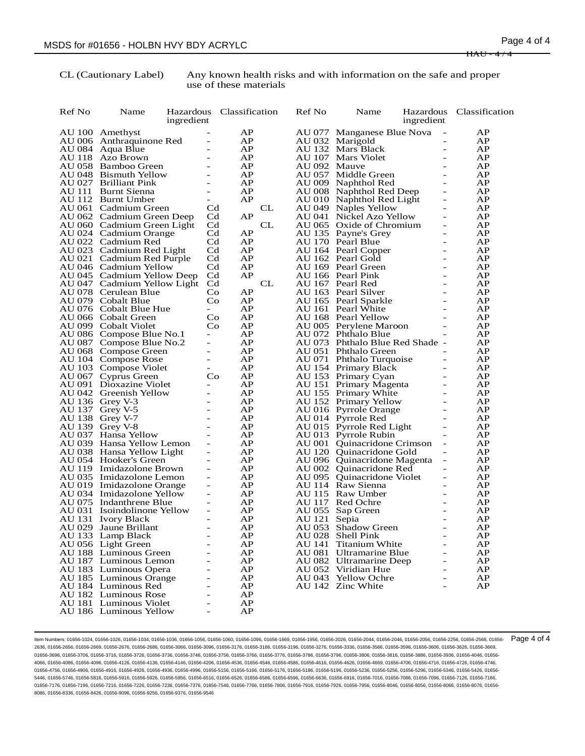CL (Cautionary Label) Any known health risks and with information on the safe and proper use of these materials

| Ref No | Name | Hazardous ingredient | Classification |
|---|---|---|---|
| AU 100 | Amethyst | - | AP |
| AU 006 | Anthraquinone Red | - | AP |
| AU 084 | Aqua Blue | - | AP |
| AU 118 | Azo Brown | - | AP |
| AU 058 | Bamboo Green | - | AP |
| AU 048 | Bismuth Yellow | - | AP |
| AU 027 | Brilliant Pink | - | AP |
| AU 111 | Burnt Sienna | - | AP |
| AU 112 | Burnt Umber | - | AP |
| AU 061 | Cadmium Green | Cd | CL |
| AU 062 | Cadmium Green Deep | Cd | AP |
| AU 060 | Cadmium Green Light | Cd | CL |
| AU 024 | Cadmium Orange | Cd | AP |
| AU 022 | Cadmium Red | Cd | AP |
| AU 023 | Cadmium Red Light | Cd | AP |
| AU 021 | Cadmium Red Purple | Cd | AP |
| AU 046 | Cadmium Yellow | Cd | AP |
| AU 045 | Cadmium Yellow Deep | Cd | AP |
| AU 047 | Cadmium Yellow Light | Cd | CL |
| AU 078 | Cerulean Blue | Co | AP |
| AU 079 | Cobalt Blue | Co | AP |
| AU 076 | Cobalt Blue Hue | - | AP |
| AU 066 | Cobalt Green | Co | AP |
| AU 099 | Cobalt Violet | Co | AP |
| AU 086 | Compose Blue No.1 | - | AP |
| AU 087 | Compose Blue No.2 | - | AP |
| AU 068 | Compose Green | - | AP |
| AU 104 | Compose Rose | - | AP |
| AU 103 | Compose Violet | - | AP |
| AU 067 | Cyprus Green | Co | AP |
| AU 091 | Dioxazine Violet | - | AP |
| AU 042 | Greenish Yellow | - | AP |
| AU 136 | Grey V-3 | - | AP |
| AU 137 | Grey V-5 | - | AP |
| AU 138 | Grey V-7 | - | AP |
| AU 139 | Grey V-8 | - | AP |
| AU 037 | Hansa Yellow | - | AP |
| AU 039 | Hansa Yellow Lemon | - | AP |
| AU 038 | Hansa Yellow Light | - | AP |
| AU 054 | Hooker's Green | - | AP |
| AU 119 | Imidazolone Brown | - | AP |
| AU 035 | Imidazolone Lemon | - | AP |
| AU 019 | Imidazolone Orange | - | AP |
| AU 034 | Imidazolone Yellow | - | AP |
| AU 075 | Indanthrene Blue | - | AP |
| AU 031 | Isoindolinone Yellow | - | AP |
| AU 131 | Ivory Black | - | AP |
| AU 029 | Jaune Brillant | - | AP |
| AU 133 | Lamp Black | - | AP |
| AU 056 | Light Green | - | AP |
| AU 188 | Luminous Green | - | AP |
| AU 187 | Luminous Lemon | - | AP |
| AU 183 | Luminous Opera | - | AP |
| AU 185 | Luminous Orange | - | AP |
| AU 184 | Luminous Red | - | AP |
| AU 182 | Luminous Rose | - | AP |
| AU 181 | Luminous Violet | - | AP |
| AU 186 | Luminous Yellow | - | AP |
| AU 077 | Manganese Blue Nova | - | AP |
| AU 032 | Marigold | - | AP |
| AU 132 | Mars Black | - | AP |
| AU 107 | Mars Violet | - | AP |
| AU 092 | Mauve | - | AP |
| AU 057 | Middle Green | - | AP |
| AU 009 | Naphthol Red | - | AP |
| AU 008 | Naphthol Red Deep | - | AP |
| AU 010 | Naphthol Red Light | - | AP |
| AU 049 | Naples Yellow | - | AP |
| AU 041 | Nickel Azo Yellow | - | AP |
| AU 065 | Oxide of Chromium | - | AP |
| AU 135 | Payne's Grey | - | AP |
| AU 170 | Pearl Blue | - | AP |
| AU 164 | Pearl Copper | - | AP |
| AU 162 | Pearl Gold | - | AP |
| AU 169 | Pearl Green | - | AP |
| AU 166 | Pearl Pink | - | AP |
| AU 167 | Pearl Red | - | AP |
| AU 163 | Pearl Silver | - | AP |
| AU 165 | Pearl Sparkle | - | AP |
| AU 161 | Pearl White | - | AP |
| AU 168 | Pearl Yellow | - | AP |
| AU 005 | Perylene Maroon | - | AP |
| AU 072 | Phthalo Blue | - | AP |
| AU 073 | Phthalo Blue Red Shade | - | AP |
| AU 051 | Phthalo Green | - | AP |
| AU 071 | Phthalo Turquoise | - | AP |
| AU 154 | Primary Black | - | AP |
| AU 153 | Primary Cyan | - | AP |
| AU 151 | Primary Magenta | - | AP |
| AU 155 | Primary White | - | AP |
| AU 152 | Primary Yellow | - | AP |
| AU 016 | Pyrrole Orange | - | AP |
| AU 014 | Pyrrole Red | - | AP |
| AU 015 | Pyrrole Red Light | - | AP |
| AU 013 | Pyrrole Rubin | - | AP |
| AU 001 | Quinacridone Crimson | - | AP |
| AU 120 | Quinacridone Gold | - | AP |
| AU 096 | Quinacridone Magenta | - | AP |
| AU 002 | Quinacridone Red | - | AP |
| AU 095 | Quinacridone Violet | - | AP |
| AU 114 | Raw Sienna | - | AP |
| AU 115 | Raw Umber | - | AP |
| AU 117 | Red Ochre | - | AP |
| AU 055 | Sap Green | - | AP |
| AU 121 | Sepia | - | AP |
| AU 053 | Shadow Green | - | AP |
| AU 028 | Shell Pink | - | AP |
| AU 141 | Titanium White | - | AP |
| AU 081 | Ultramarine Blue | - | AP |
| AU 082 | Ultramarine Deep | - | AP |
| AU 052 | Viridian Hue | - | AP |
| AU 043 | Yellow Ochre | - | AP |
| AU 142 | Zinc White | - | AP |